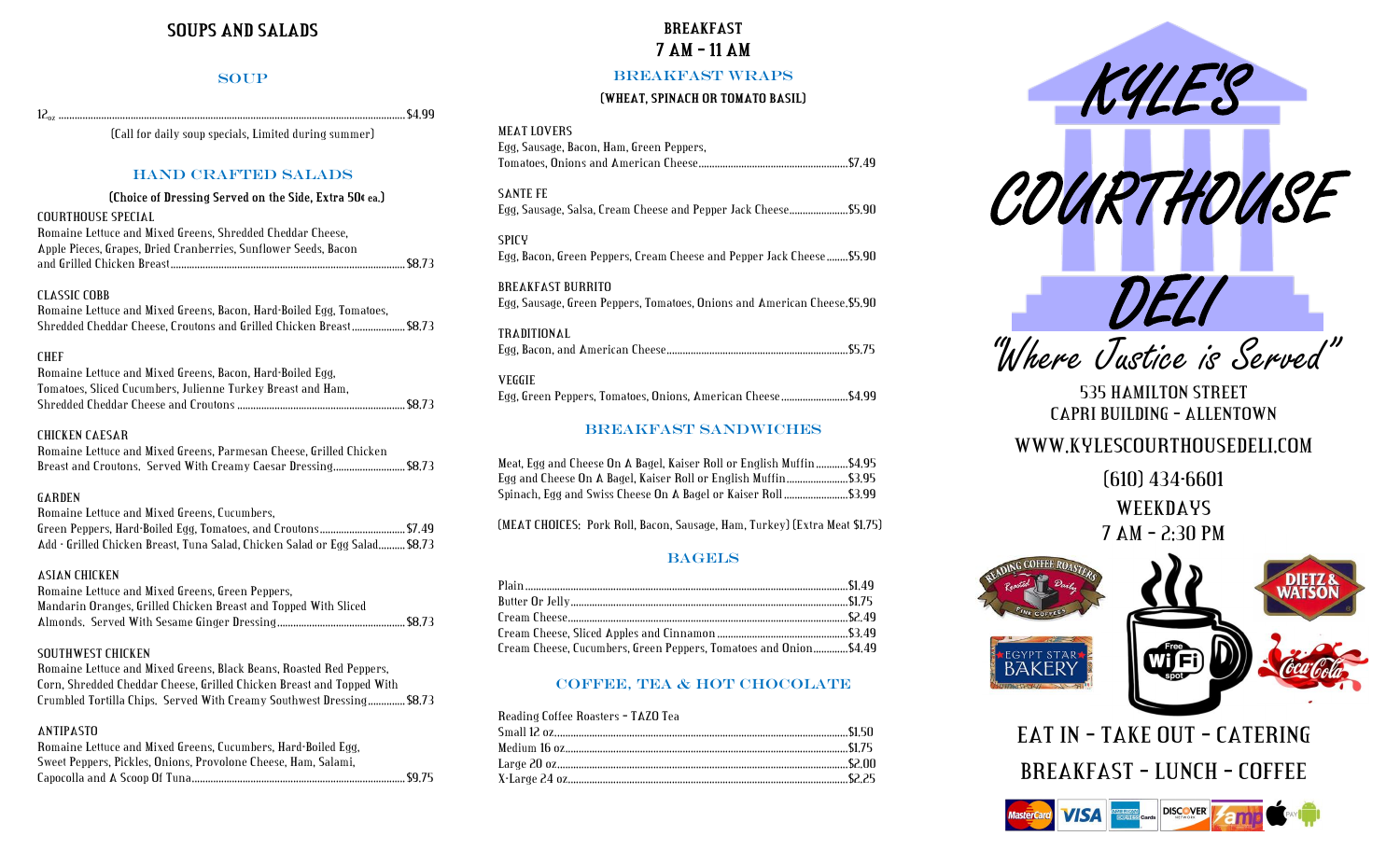# SOUPS AND SALADS

## SOUP

12oz ........................................................ $4.99

(Call for daily soup specials, Limited during summer)

## HAND CRAFTED SALADS

**(Choice of Dressing Served on the Side, Extra 50¢ ea.)**

COURTHOUSE SPECIAL
Romaine Lettuce and Mixed Greens, Shredded Cheddar Cheese, Apple Pieces, Grapes, Dried Cranberries, Sunflower Seeds, Bacon and Grilled Chicken Breast........................ $8.73

CLASSIC COBB
Romaine Lettuce and Mixed Greens, Bacon, Hard-Boiled Egg, Tomatoes, Shredded Cheddar Cheese, Croutons and Grilled Chicken Breast.................... $8.73

CHEF
Romaine Lettuce and Mixed Greens, Bacon, Hard-Boiled Egg, Tomatoes, Sliced Cucumbers, Julienne Turkey Breast and Ham, Shredded Cheddar Cheese and Croutons .................... $8.73

CHICKEN CAESAR
Romaine Lettuce and Mixed Greens, Parmesan Cheese, Grilled Chicken Breast and Croutons, Served With Creamy Caesar Dressing.................... $8.73

GARDEN
Romaine Lettuce and Mixed Greens, Cucumbers, Green Peppers, Hard-Boiled Egg, Tomatoes, and Croutons.................... $7.49
Add - Grilled Chicken Breast, Tuna Salad, Chicken Salad or Egg Salad.......... $8.73

ASIAN CHICKEN
Romaine Lettuce and Mixed Greens, Green Peppers, Mandarin Oranges, Grilled Chicken Breast and Topped With Sliced Almonds, Served With Sesame Ginger Dressing.................... $8.73

SOUTHWEST CHICKEN
Romaine Lettuce and Mixed Greens, Black Beans, Roasted Red Peppers, Corn, Shredded Cheddar Cheese, Grilled Chicken Breast and Topped With Crumbled Tortilla Chips. Served With Creamy Southwest Dressing.............. $8.73

ANTIPASTO
Romaine Lettuce and Mixed Greens, Cucumbers, Hard-Boiled Egg, Sweet Peppers, Pickles, Onions, Provolone Cheese, Ham, Salami, Capocolla and A Scoop Of Tuna.................... $9.75

# BREAKFAST
# 7 AM - 11 AM

## BREAKFAST WRAPS

**(WHEAT, SPINACH OR TOMATO BASIL)**

MEAT LOVERS
Egg, Sausage, Bacon, Ham, Green Peppers, Tomatoes, Onions and American Cheese.................... $7.49

SANTE FE
Egg, Sausage, Salsa, Cream Cheese and Pepper Jack Cheese.................... $5.90

SPICY
Egg, Bacon, Green Peppers, Cream Cheese and Pepper Jack Cheese........ $5.90

BREAKFAST BURRITO
Egg, Sausage, Green Peppers, Tomatoes, Onions and American Cheese. $5.90

TRADITIONAL
Egg, Bacon, and American Cheese.................... $5.75

VEGGIE
Egg, Green Peppers, Tomatoes, Onions, American Cheese.................... $4.99

## BREAKFAST SANDWICHES

Meat, Egg and Cheese On A Bagel, Kaiser Roll or English Muffin............ $4.95
Egg and Cheese On A Bagel, Kaiser Roll or English Muffin.................... $3.95
Spinach, Egg and Swiss Cheese On A Bagel or Kaiser Roll.................... $3.99

(MEAT CHOICES: Pork Roll, Bacon, Sausage, Ham, Turkey) (Extra Meat $1.75)

## BAGELS

Plain.................... $1.49
Butter Or Jelly.................... $1.75
Cream Cheese.................... $2.49
Cream Cheese, Sliced Apples and Cinnamon.................... $3.49
Cream Cheese, Cucumbers, Green Peppers, Tomatoes and Onion............ $4.49

## COFFEE, TEA & HOT CHOCOLATE

Reading Coffee Roasters - TAZO Tea
Small 12 oz.................... $1.50
Medium 16 oz.................... $1.75
Large 20 oz.................... $2.00
X-Large 24 oz.................... $2.25

# KYLE'S COURTHOUSE DELI

"Where Justice is Served"

535 HAMILTON STREET
CAPRI BUILDING - ALLENTOWN

WWW.KYLESCOURTHOUSEDELI.COM

(610) 434-6601

WEEKDAYS
7 AM - 2:30 PM

EAT IN - TAKE OUT - CATERING

BREAKFAST - LUNCH - COFFEE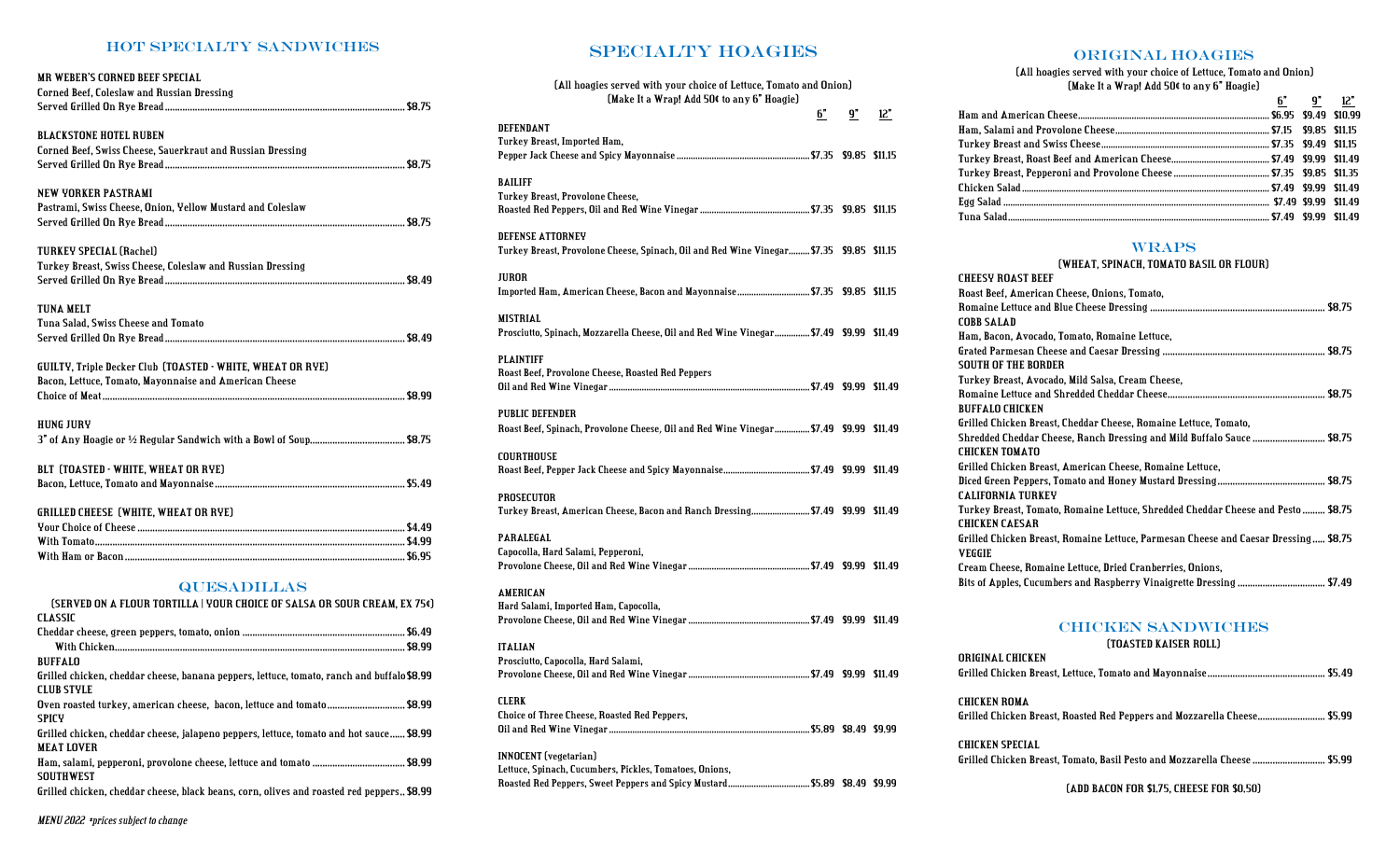## HOT SPECIALTY SANDWICHES

**MR WEBER'S CORNED BEEF SPECIAL**
Corned Beef, Coleslaw and Russian Dressing
Served Grilled On Rye Bread ........ $8.75

**BLACKSTONE HOTEL REUBEN**
Corned Beef, Swiss Cheese, Sauerkraut and Russian Dressing
Served Grilled On Rye Bread ........ $8.75

**NEW YORKER PASTRAMI**
Pastrami, Swiss Cheese, Onion, Yellow Mustard and Coleslaw
Served Grilled On Rye Bread ........ $8.75

**TURKEY SPECIAL (Rachel)**
Turkey Breast, Swiss Cheese, Coleslaw and Russian Dressing
Served Grilled On Rye Bread ........ $8.49

**TUNA MELT**
Tuna Salad, Swiss Cheese and Tomato
Served Grilled On Rye Bread ........ $8.49

**GUILTY, Triple Decker Club (TOASTED - WHITE, WHEAT OR RYE)**
Bacon, Lettuce, Tomato, Mayonnaise and American Cheese
Choice of Meat ........ $8.99

**HUNG JURY**
3" of Any Hoagie or ½ Regular Sandwich with a Bowl of Soup ........ $8.75

**BLT (TOASTED - WHITE, WHEAT OR RYE)**
Bacon, Lettuce, Tomato and Mayonnaise ........ $5.49

**GRILLED CHEESE (WHITE, WHEAT OR RYE)**
Your Choice of Cheese ........ $4.49
With Tomato ........ $4.99
With Ham or Bacon ........ $6.95

## QUESADILLAS

(SERVED ON A FLOUR TORTILLA | YOUR CHOICE OF SALSA OR SOUR CREAM, EX 75¢)

**CLASSIC**
Cheddar cheese, green peppers, tomato, onion ........ $6.49
With Chicken ........ $8.99

**BUFFALO**
Grilled chicken, cheddar cheese, banana peppers, lettuce, tomato, ranch and buffalo $8.99

**CLUB STYLE**
Oven roasted turkey, american cheese, bacon, lettuce and tomato ........ $8.99

**SPICY**
Grilled chicken, cheddar cheese, jalapeno peppers, lettuce, tomato and hot sauce ........ $8.99

**MEAT LOVER**
Ham, salami, pepperoni, provolone cheese, lettuce and tomato ........ $8.99

**SOUTHWEST**
Grilled chicken, cheddar cheese, black beans, corn, olives and roasted red peppers .. $8.99

*MENU 2022 \*prices subject to change*

## SPECIALTY HOAGIES

(All hoagies served with your choice of Lettuce, Tomato and Onion)
(Make It a Wrap! Add 50¢ to any 6" Hoagie)

| | 6" | 9" | 12" |
|---|---|---|---|
| **DEFENDANT** Turkey Breast, Imported Ham, Pepper Jack Cheese and Spicy Mayonnaise | $7.35 | $9.85 | $11.15 |
| **BAILIFF** Turkey Breast, Provolone Cheese, Roasted Red Peppers, Oil and Red Wine Vinegar | $7.35 | $9.85 | $11.15 |
| **DEFENSE ATTORNEY** Turkey Breast, Provolone Cheese, Spinach, Oil and Red Wine Vinegar | $7.35 | $9.85 | $11.15 |
| **JUROR** Imported Ham, American Cheese, Bacon and Mayonnaise | $7.35 | $9.85 | $11.15 |
| **MISTRIAL** Prosciutto, Spinach, Mozzarella Cheese, Oil and Red Wine Vinegar | $7.49 | $9.99 | $11.49 |
| **PLAINTIFF** Roast Beef, Provolone Cheese, Roasted Red Peppers Oil and Red Wine Vinegar | $7.49 | $9.99 | $11.49 |
| **PUBLIC DEFENDER** Roast Beef, Spinach, Provolone Cheese, Oil and Red Wine Vinegar | $7.49 | $9.99 | $11.49 |
| **COURTHOUSE** Roast Beef, Pepper Jack Cheese and Spicy Mayonnaise | $7.49 | $9.99 | $11.49 |
| **PROSECUTOR** Turkey Breast, American Cheese, Bacon and Ranch Dressing | $7.49 | $9.99 | $11.49 |
| **PARALEGAL** Capocolla, Hard Salami, Pepperoni, Provolone Cheese, Oil and Red Wine Vinegar | $7.49 | $9.99 | $11.49 |
| **AMERICAN** Hard Salami, Imported Ham, Capocolla, Provolone Cheese, Oil and Red Wine Vinegar | $7.49 | $9.99 | $11.49 |
| **ITALIAN** Prosciutto, Capocolla, Hard Salami, Provolone Cheese, Oil and Red Wine Vinegar | $7.49 | $9.99 | $11.49 |
| **CLERK** Choice of Three Cheese, Roasted Red Peppers, Oil and Red Wine Vinegar | $5.89 | $8.49 | $9.99 |
| **INNOCENT (vegetarian)** Lettuce, Spinach, Cucumbers, Pickles, Tomatoes, Onions, Roasted Red Peppers, Sweet Peppers and Spicy Mustard | $5.89 | $8.49 | $9.99 |

## ORIGINAL HOAGIES

(All hoagies served with your choice of Lettuce, Tomato and Onion)
(Make It a Wrap! Add 50¢ to any 6" Hoagie)

| | 6" | 9" | 12" |
|---|---|---|---|
| Ham and American Cheese | $6.95 | $9.49 | $10.99 |
| Ham, Salami and Provolone Cheese | $7.15 | $9.85 | $11.15 |
| Turkey Breast and Swiss Cheese | $7.35 | $9.49 | $11.15 |
| Turkey Breast, Roast Beef and American Cheese | $7.49 | $9.99 | $11.49 |
| Turkey Breast, Pepperoni and Provolone Cheese | $7.35 | $9.85 | $11.35 |
| Chicken Salad | $7.49 | $9.99 | $11.49 |
| Egg Salad | $7.49 | $9.99 | $11.49 |
| Tuna Salad | $7.49 | $9.99 | $11.49 |

## WRAPS

(WHEAT, SPINACH, TOMATO BASIL OR FLOUR)

**CHEESY ROAST BEEF**
Roast Beef, American Cheese, Onions, Tomato,
Romaine Lettuce and Blue Cheese Dressing ........ $8.75

**COBB SALAD**
Ham, Bacon, Avocado, Tomato, Romaine Lettuce,
Grated Parmesan Cheese and Caesar Dressing ........ $8.75

**SOUTH OF THE BORDER**
Turkey Breast, Avocado, Mild Salsa, Cream Cheese,
Romaine Lettuce and Shredded Cheddar Cheese ........ $8.75

**BUFFALO CHICKEN**
Grilled Chicken Breast, Cheddar Cheese, Romaine Lettuce, Tomato,
Shredded Cheddar Cheese, Ranch Dressing and Mild Buffalo Sauce ........ $8.75

**CHICKEN TOMATO**
Grilled Chicken Breast, American Cheese, Romaine Lettuce,
Diced Green Peppers, Tomato and Honey Mustard Dressing ........ $8.75

**CALIFORNIA TURKEY**
Turkey Breast, Tomato, Romaine Lettuce, Shredded Cheddar Cheese and Pesto ........ $8.75

**CHICKEN CAESAR**
Grilled Chicken Breast, Romaine Lettuce, Parmesan Cheese and Caesar Dressing ........ $8.75

**VEGGIE**
Cream Cheese, Romaine Lettuce, Dried Cranberries, Onions,
Bits of Apples, Cucumbers and Raspberry Vinaigrette Dressing ........ $7.49

## CHICKEN SANDWICHES

(TOASTED KAISER ROLL)

**ORIGINAL CHICKEN**
Grilled Chicken Breast, Lettuce, Tomato and Mayonnaise ........ $5.49

**CHICKEN ROMA**
Grilled Chicken Breast, Roasted Red Peppers and Mozzarella Cheese ........ $5.99

**CHICKEN SPECIAL**
Grilled Chicken Breast, Tomato, Basil Pesto and Mozzarella Cheese ........ $5.99

(ADD BACON FOR $1.75, CHEESE FOR $0.50)